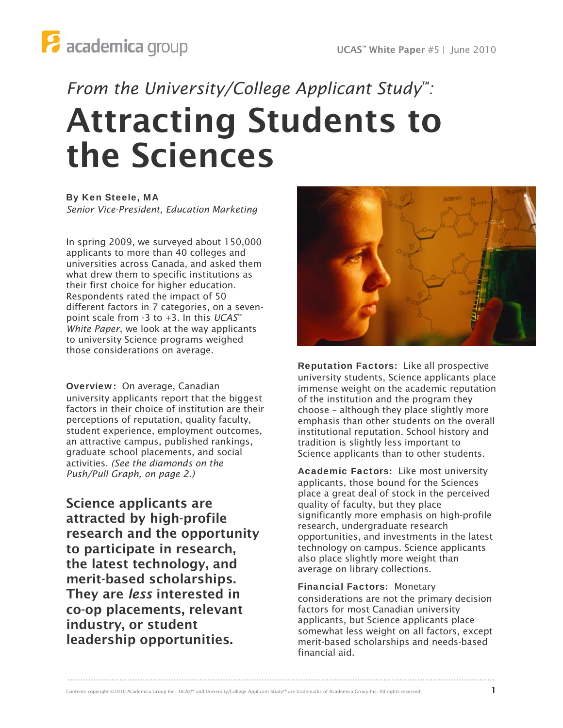*From the University/College Applicant Study™:*

# Attracting Students to the Sciences

**By Ken Steele, MA**
*Senior Vice-President, Education Marketing*

In spring 2009, we surveyed about 150,000 applicants to more than 40 colleges and universities across Canada, and asked them what drew them to specific institutions as their first choice for higher education. Respondents rated the impact of 50 different factors in 7 categories, on a seven-point scale from -3 to +3. In this *UCAS™ White Paper*, we look at the way applicants to university Science programs weighed those considerations on average.

**Overview:** On average, Canadian university applicants report that the biggest factors in their choice of institution are their perceptions of reputation, quality faculty, student experience, employment outcomes, an attractive campus, published rankings, graduate school placements, and social activities. *(See the diamonds on the Push/Pull Graph, on page 2.)*

**Science applicants are attracted by high-profile research and the opportunity to participate in research, the latest technology, and merit-based scholarships. They are *less* interested in co-op placements, relevant industry, or student leadership opportunities.**

**Reputation Factors:** Like all prospective university students, Science applicants place immense weight on the academic reputation of the institution and the program they choose – although they place slightly more emphasis than other students on the overall institutional reputation. School history and tradition is slightly less important to Science applicants than to other students.

**Academic Factors:** Like most university applicants, those bound for the Sciences place a great deal of stock in the perceived quality of faculty, but they place significantly more emphasis on high-profile research, undergraduate research opportunities, and investments in the latest technology on campus. Science applicants also place slightly more weight than average on library collections.

**Financial Factors:** Monetary considerations are not the primary decision factors for most Canadian university applicants, but Science applicants place somewhat less weight on all factors, except merit-based scholarships and needs-based financial aid.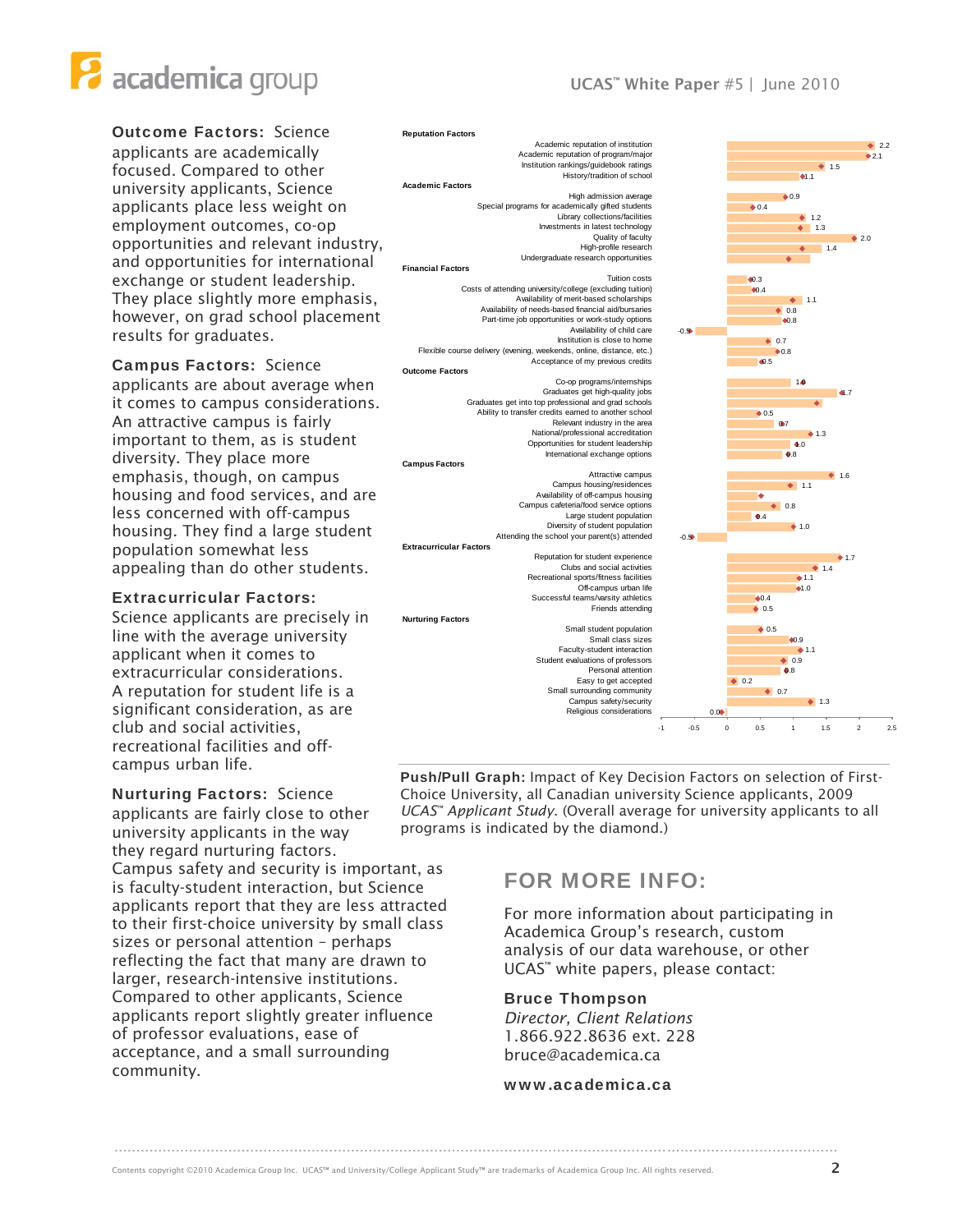**Outcome Factors:** Science applicants are academically focused. Compared to other university applicants, Science applicants place less weight on employment outcomes, co-op opportunities and relevant industry, and opportunities for international exchange or student leadership. They place slightly more emphasis, however, on grad school placement results for graduates.

**Campus Factors:** Science applicants are about average when it comes to campus considerations. An attractive campus is fairly important to them, as is student diversity. They place more emphasis, though, on campus housing and food services, and are less concerned with off-campus housing. They find a large student population somewhat less appealing than do other students.

**Extracurricular Factors:** Science applicants are precisely in line with the average university applicant when it comes to extracurricular considerations. A reputation for student life is a significant consideration, as are club and social activities, recreational facilities and off-campus urban life.

**Nurturing Factors:** Science applicants are fairly close to other university applicants in the way they regard nurturing factors. Campus safety and security is important, as is faculty-student interaction, but Science applicants report that they are less attracted to their first-choice university by small class sizes or personal attention – perhaps reflecting the fact that many are drawn to larger, research-intensive institutions. Compared to other applicants, Science applicants report slightly greater influence of professor evaluations, ease of acceptance, and a small surrounding community.

Reputation Factors
Academic reputation of institution 2.2
Academic reputation of program/major 2.1
Institution rankings/guidebook ratings 1.5
History/tradition of school 1.1
Academic Factors
High admission average 0.9
Special programs for academically gifted students 0.4
Library collections/facilities 1.2
Investments in latest technology 1.3
Quality of faculty 2.0
High-profile research 1.4
Undergraduate research opportunities
Financial Factors
Tuition costs 0.3
Costs of attending university/college (excluding tuition) 0.4
Availability of merit-based scholarships 1.1
Availability of needs-based financial aid/bursaries 0.8
Part-time job opportunities or work-study options 0.8
Availability of child care -0.5
Institution is close to home 0.7
Flexible course delivery (evening, weekends, online, distance, etc.) 0.8
Acceptance of my previous credits 0.5
Outcome Factors
Co-op programs/internships 1.0
Graduates get high-quality jobs 1.7
Graduates get into top professional and grad schools
Ability to transfer credits earned to another school 0.5
Relevant industry in the area 0.7
National/professional accreditation 1.3
Opportunities for student leadership 1.0
International exchange options 0.8
Campus Factors
Attractive campus 1.6
Campus housing/residences 1.1
Availability of off-campus housing
Campus cafeteria/food service options 0.8
Large student population 0.4
Diversity of student population 1.0
Attending the school your parent(s) attended -0.5
Extracurricular Factors
Reputation for student experience 1.7
Clubs and social activities 1.4
Recreational sports/fitness facilities 1.1
Off-campus urban life 1.0
Successful teams/varsity athletics 0.4
Friends attending 0.5
Nurturing Factors
Small student population 0.5
Small class sizes 0.9
Faculty-student interaction 1.1
Student evaluations of professors 0.9
Personal attention 0.8
Easy to get accepted 0.2
Small surrounding community 0.7
Campus safety/security 1.3
Religious considerations 0.0
-1 -0.5 0 0.5 1 1.5 2 2.5

**Push/Pull Graph:** Impact of Key Decision Factors on selection of First-Choice University, all Canadian university Science applicants, 2009 *UCAS™ Applicant Study*. (Overall average for university applicants to all programs is indicated by the diamond.)

## FOR MORE INFO:

For more information about participating in Academica Group's research, custom analysis of our data warehouse, or other UCAS™ white papers, please contact:

**Bruce Thompson**
*Director, Client Relations*
1.866.922.8636 ext. 228
bruce@academica.ca

**www.academica.ca**

Contents copyright ©2010 Academica Group Inc. UCAS™ and University/College Applicant Study™ are trademarks of Academica Group Inc. All rights reserved.